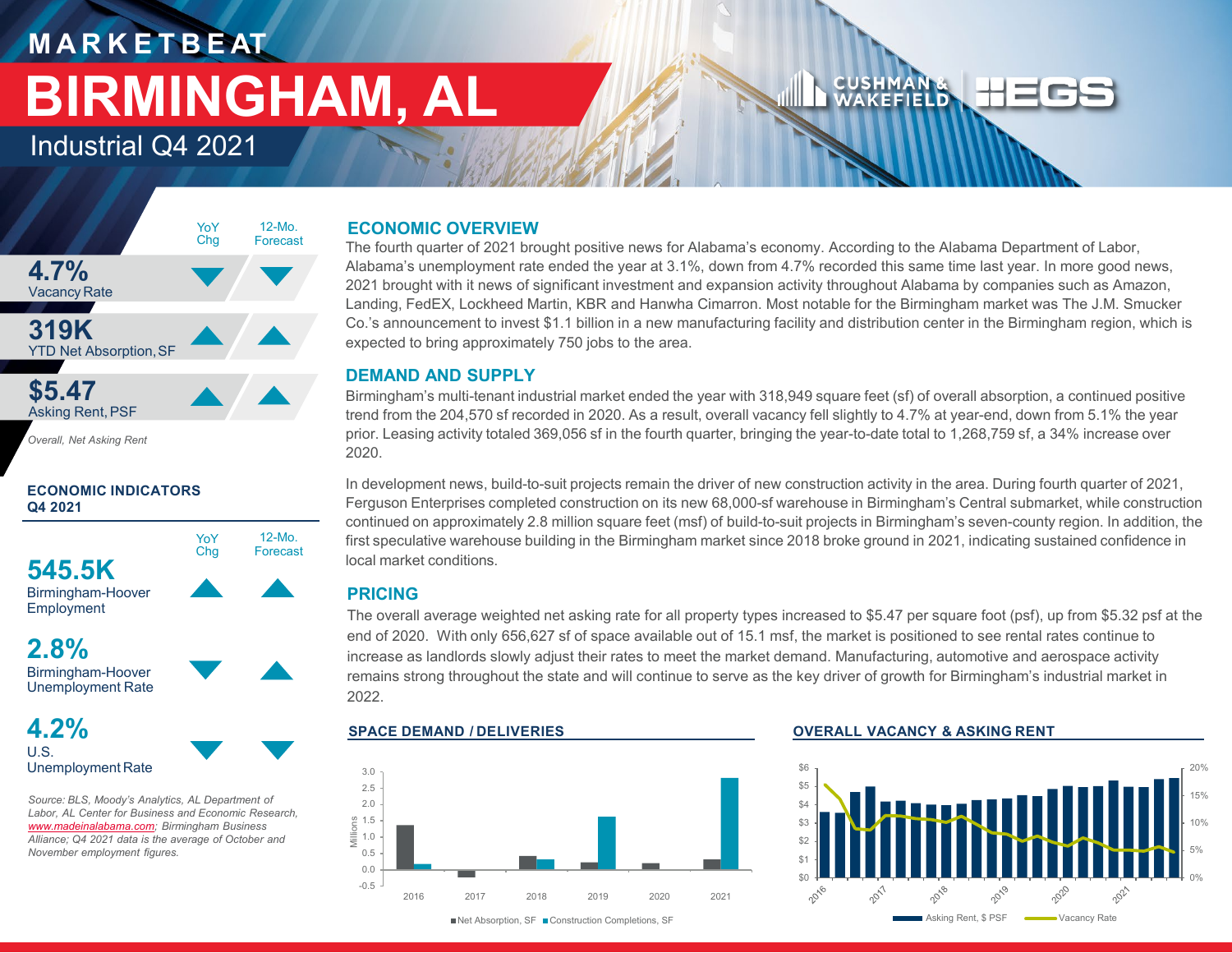# MARKETBEAT

# BIRMINGHAM, AL

## Industrial Q4 2021

| | YoY Chg | 12-Mo. Forecast |
|---|---|---|
| **4.7%** Vacancy Rate | ▼ | ▼ |
| **319K** YTD Net Absorption, SF | ▲ | ▲ |
| **$5.47** Asking Rent, PSF | ▲ | ▲ |

*Overall, Net Asking Rent*

### ECONOMIC INDICATORS Q4 2021

| | YoY Chg | 12-Mo. Forecast |
|---|---|---|
| **545.5K** Birmingham-Hoover Employment | ▲ | ▲ |
| **2.8%** Birmingham-Hoover Unemployment Rate | ▼ | ▲ |
| **4.2%** U.S. Unemployment Rate | ▼ | ▼ |

*Source: BLS, Moody's Analytics, AL Department of Labor, AL Center for Business and Economic Research, www.madeinalabama.com; Birmingham Business Alliance; Q4 2021 data is the average of October and November employment figures.*

## ECONOMIC OVERVIEW

The fourth quarter of 2021 brought positive news for Alabama's economy. According to the Alabama Department of Labor, Alabama's unemployment rate ended the year at 3.1%, down from 4.7% recorded this same time last year. In more good news, 2021 brought with it news of significant investment and expansion activity throughout Alabama by companies such as Amazon, Landing, FedEX, Lockheed Martin, KBR and Hanwha Cimarron. Most notable for the Birmingham market was The J.M. Smucker Co.'s announcement to invest $1.1 billion in a new manufacturing facility and distribution center in the Birmingham region, which is expected to bring approximately 750 jobs to the area.

## DEMAND AND SUPPLY

Birmingham's multi-tenant industrial market ended the year with 318,949 square feet (sf) of overall absorption, a continued positive trend from the 204,570 sf recorded in 2020. As a result, overall vacancy fell slightly to 4.7% at year-end, down from 5.1% the year prior. Leasing activity totaled 369,056 sf in the fourth quarter, bringing the year-to-date total to 1,268,759 sf, a 34% increase over 2020.

In development news, build-to-suit projects remain the driver of new construction activity in the area. During fourth quarter of 2021, Ferguson Enterprises completed construction on its new 68,000-sf warehouse in Birmingham's Central submarket, while construction continued on approximately 2.8 million square feet (msf) of build-to-suit projects in Birmingham's seven-county region. In addition, the first speculative warehouse building in the Birmingham market since 2018 broke ground in 2021, indicating sustained confidence in local market conditions.

## PRICING

The overall average weighted net asking rate for all property types increased to $5.47 per square foot (psf), up from $5.32 psf at the end of 2020. With only 656,627 sf of space available out of 15.1 msf, the market is positioned to see rental rates continue to increase as landlords slowly adjust their rates to meet the market demand. Manufacturing, automotive and aerospace activity remains strong throughout the state and will continue to serve as the key driver of growth for Birmingham's industrial market in 2022.

### SPACE DEMAND / DELIVERIES

Net Absorption, SF / Construction Completions, SF (Millions)

### OVERALL VACANCY & ASKING RENT

Asking Rent, $ PSF / Vacancy Rate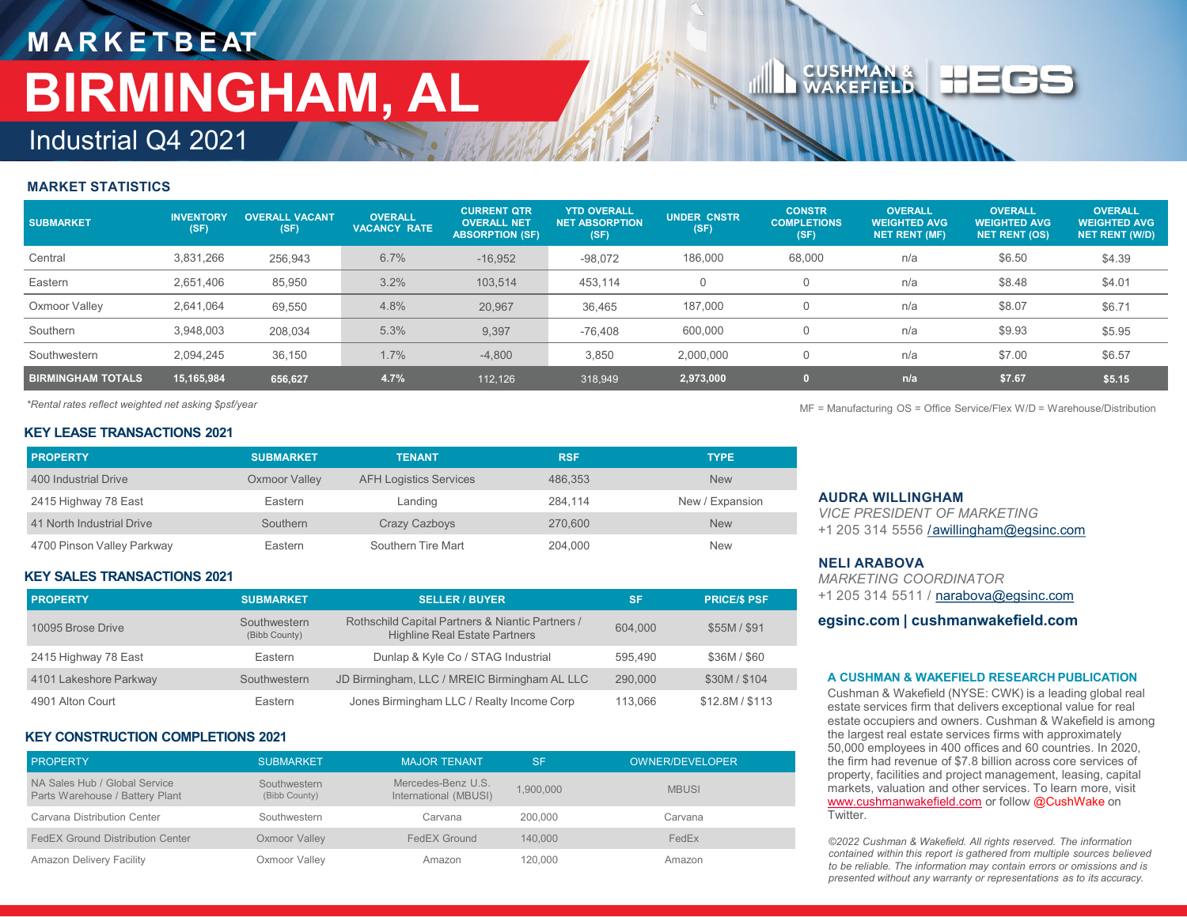# MARKETBEAT

# BIRMINGHAM, AL

Industrial Q4 2021

## MARKET STATISTICS

| SUBMARKET | INVENTORY (SF) | OVERALL VACANT (SF) | OVERALL VACANCY RATE | CURRENT QTR OVERALL NET ABSORPTION (SF) | YTD OVERALL NET ABSORPTION (SF) | UNDER CNSTR (SF) | CONSTR COMPLETIONS (SF) | OVERALL WEIGHTED AVG NET RENT (MF) | OVERALL WEIGHTED AVG NET RENT (OS) | OVERALL WEIGHTED AVG NET RENT (W/D) |
|---|---|---|---|---|---|---|---|---|---|---|
| Central | 3,831,266 | 256,943 | 6.7% | -16,952 | -98,072 | 186,000 | 68,000 | n/a | $6.50 | $4.39 |
| Eastern | 2,651,406 | 85,950 | 3.2% | 103,514 | 453,114 | 0 | 0 | n/a | $8.48 | $4.01 |
| Oxmoor Valley | 2,641,064 | 69,550 | 4.8% | 20,967 | 36,465 | 187,000 | 0 | n/a | $8.07 | $6.71 |
| Southern | 3,948,003 | 208,034 | 5.3% | 9,397 | -76,408 | 600,000 | 0 | n/a | $9.93 | $5.95 |
| Southwestern | 2,094,245 | 36,150 | 1.7% | -4,800 | 3,850 | 2,000,000 | 0 | n/a | $7.00 | $6.57 |
| **BIRMINGHAM TOTALS** | **15,165,984** | **656,627** | **4.7%** | 112,126 | 318,949 | **2,973,000** | **0** | **n/a** | **$7.67** | **$5.15** |

*Rental rates reflect weighted net asking $psf/year

MF = Manufacturing OS = Office Service/Flex W/D = Warehouse/Distribution

## KEY LEASE TRANSACTIONS 2021

| PROPERTY | SUBMARKET | TENANT | RSF | TYPE |
|---|---|---|---|---|
| 400 Industrial Drive | Oxmoor Valley | AFH Logistics Services | 486,353 | New |
| 2415 Highway 78 East | Eastern | Landing | 284,114 | New / Expansion |
| 41 North Industrial Drive | Southern | Crazy Cazboys | 270,600 | New |
| 4700 Pinson Valley Parkway | Eastern | Southern Tire Mart | 204,000 | New |

## KEY SALES TRANSACTIONS 2021

| PROPERTY | SUBMARKET | SELLER / BUYER | SF | PRICE/$ PSF |
|---|---|---|---|---|
| 10095 Brose Drive | Southwestern (Bibb County) | Rothschild Capital Partners & Niantic Partners / Highline Real Estate Partners | 604,000 | $55M / $91 |
| 2415 Highway 78 East | Eastern | Dunlap & Kyle Co / STAG Industrial | 595,490 | $36M / $60 |
| 4101 Lakeshore Parkway | Southwestern | JD Birmingham, LLC / MREIC Birmingham AL LLC | 290,000 | $30M / $104 |
| 4901 Alton Court | Eastern | Jones Birmingham LLC / Realty Income Corp | 113,066 | $12.8M / $113 |

## KEY CONSTRUCTION COMPLETIONS 2021

| PROPERTY | SUBMARKET | MAJOR TENANT | SF | OWNER/DEVELOPER |
|---|---|---|---|---|
| NA Sales Hub / Global Service Parts Warehouse / Battery Plant | Southwestern (Bibb County) | Mercedes-Benz U.S. International (MBUSI) | 1,900,000 | MBUSI |
| Carvana Distribution Center | Southwestern | Carvana | 200,000 | Carvana |
| FedEX Ground Distribution Center | Oxmoor Valley | FedEX Ground | 140,000 | FedEx |
| Amazon Delivery Facility | Oxmoor Valley | Amazon | 120,000 | Amazon |

**AUDRA WILLINGHAM**
*VICE PRESIDENT OF MARKETING*
+1 205 314 5556 /awillingham@egsinc.com

**NELI ARABOVA**
*MARKETING COORDINATOR*
+1 205 314 5511 / narabova@egsinc.com

**egsinc.com | cushmanwakefield.com**

**A CUSHMAN & WAKEFIELD RESEARCH PUBLICATION**

Cushman & Wakefield (NYSE: CWK) is a leading global real estate services firm that delivers exceptional value for real estate occupiers and owners. Cushman & Wakefield is among the largest real estate services firms with approximately 50,000 employees in 400 offices and 60 countries. In 2020, the firm had revenue of $7.8 billion across core services of property, facilities and project management, leasing, capital markets, valuation and other services. To learn more, visit www.cushmanwakefield.com or follow @CushWake on Twitter.

*©2022 Cushman & Wakefield. All rights reserved. The information contained within this report is gathered from multiple sources believed to be reliable. The information may contain errors or omissions and is presented without any warranty or representations as to its accuracy.*